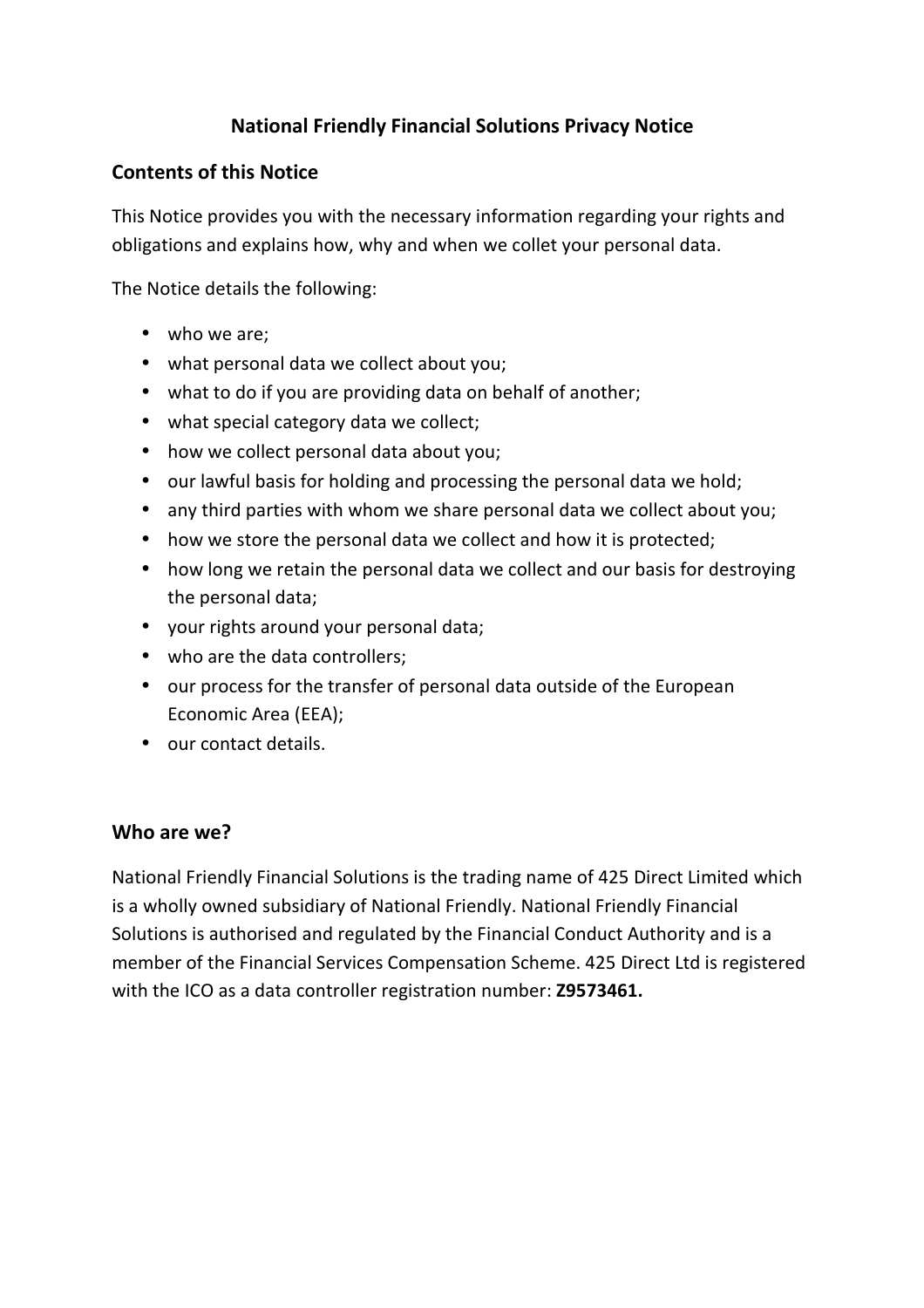# National Friendly Financial Solutions Privacy Notice

## Contents of this Notice

This Notice provides you with the necessary information regarding your rights and obligations and explains how, why and when we collet your personal data.

The Notice details the following:

- who we are;
- what personal data we collect about you;
- what to do if you are providing data on behalf of another;
- what special category data we collect;
- how we collect personal data about you;
- our lawful basis for holding and processing the personal data we hold;
- any third parties with whom we share personal data we collect about you;
- how we store the personal data we collect and how it is protected;
- how long we retain the personal data we collect and our basis for destroying the personal data;
- your rights around your personal data;
- who are the data controllers;
- our process for the transfer of personal data outside of the European Economic Area (EEA);
- our contact details.

## Who are we?

National Friendly Financial Solutions is the trading name of 425 Direct Limited which is a wholly owned subsidiary of National Friendly. National Friendly Financial Solutions is authorised and regulated by the Financial Conduct Authority and is a member of the Financial Services Compensation Scheme. 425 Direct Ltd is registered with the ICO as a data controller registration number: **Z9573461.**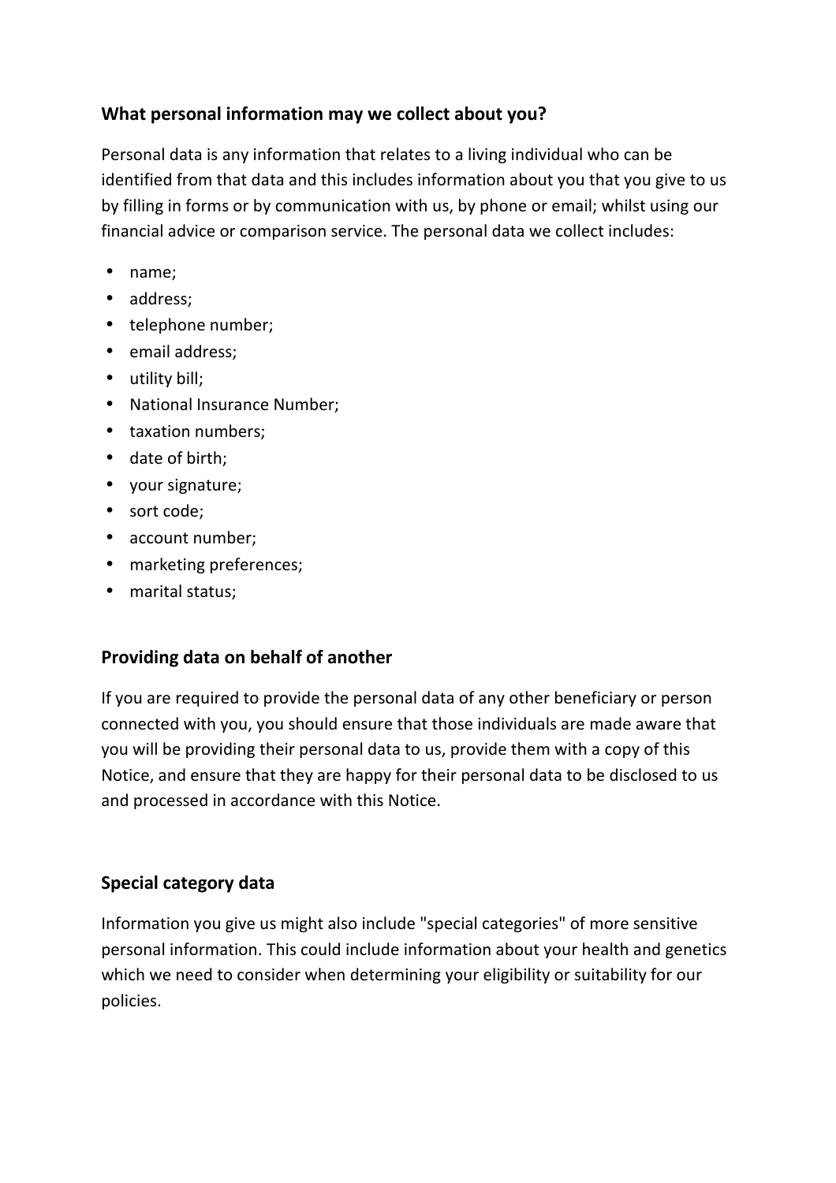### What personal information may we collect about you?

Personal data is any information that relates to a living individual who can be identified from that data and this includes information about you that you give to us by filling in forms or by communication with us, by phone or email; whilst using our financial advice or comparison service. The personal data we collect includes:

- name;
- address;
- telephone number;
- email address;
- utility bill;
- National Insurance Number;
- taxation numbers;
- date of birth;
- your signature;
- sort code;
- account number;
- marketing preferences;
- marital status;

### Providing data on behalf of another

If you are required to provide the personal data of any other beneficiary or person connected with you, you should ensure that those individuals are made aware that you will be providing their personal data to us, provide them with a copy of this Notice, and ensure that they are happy for their personal data to be disclosed to us and processed in accordance with this Notice.

### Special category data

Information you give us might also include "special categories" of more sensitive personal information. This could include information about your health and genetics which we need to consider when determining your eligibility or suitability for our policies.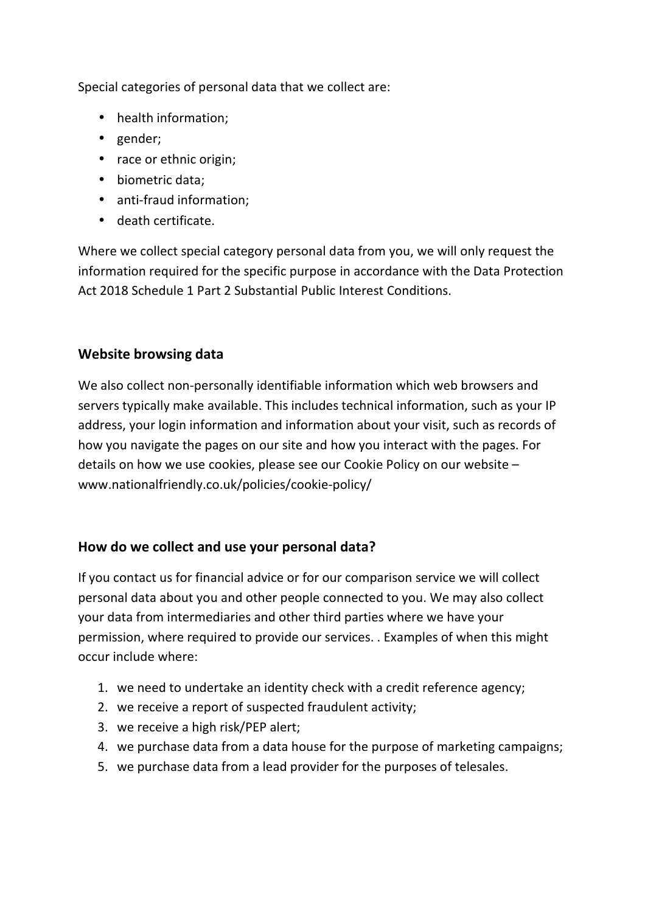Special categories of personal data that we collect are:

- health information;
- gender;
- race or ethnic origin;
- biometric data;
- anti-fraud information;
- death certificate.

Where we collect special category personal data from you, we will only request the information required for the specific purpose in accordance with the Data Protection Act 2018 Schedule 1 Part 2 Substantial Public Interest Conditions.

## Website browsing data

We also collect non-personally identifiable information which web browsers and servers typically make available. This includes technical information, such as your IP address, your login information and information about your visit, such as records of how you navigate the pages on our site and how you interact with the pages. For details on how we use cookies, please see our Cookie Policy on our website – www.nationalfriendly.co.uk/policies/cookie-policy/

## How do we collect and use your personal data?

If you contact us for financial advice or for our comparison service we will collect personal data about you and other people connected to you. We may also collect your data from intermediaries and other third parties where we have your permission, where required to provide our services. . Examples of when this might occur include where:

1. we need to undertake an identity check with a credit reference agency;
2. we receive a report of suspected fraudulent activity;
3. we receive a high risk/PEP alert;
4. we purchase data from a data house for the purpose of marketing campaigns;
5. we purchase data from a lead provider for the purposes of telesales.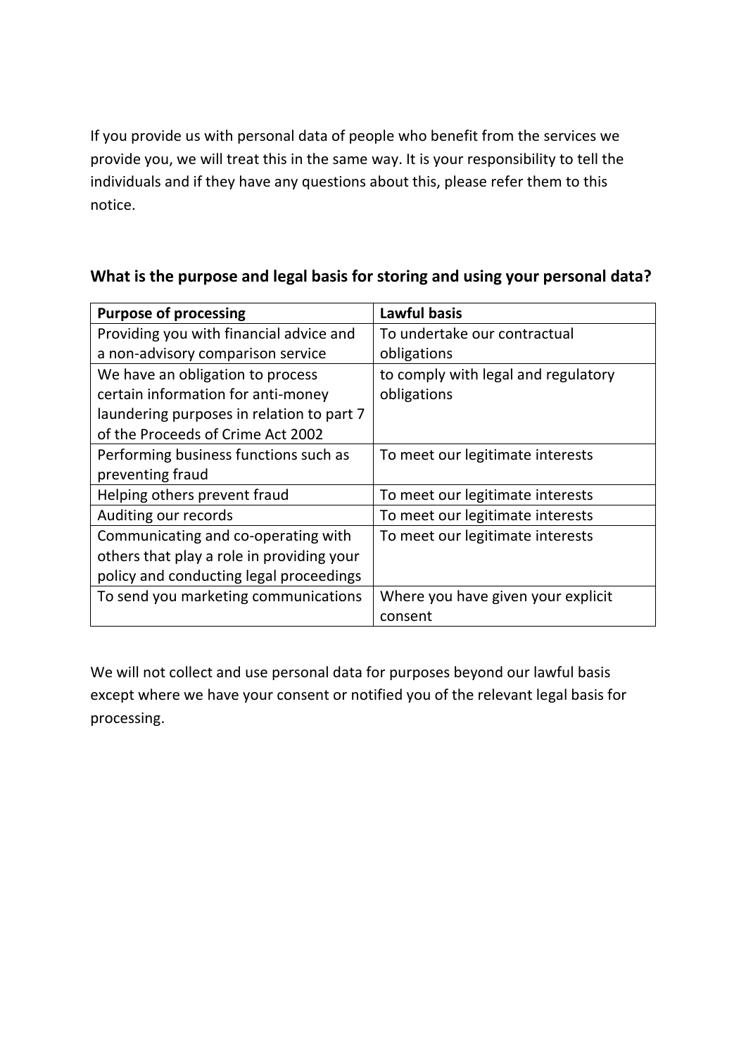If you provide us with personal data of people who benefit from the services we provide you, we will treat this in the same way. It is your responsibility to tell the individuals and if they have any questions about this, please refer them to this notice.

## What is the purpose and legal basis for storing and using your personal data?

| Purpose of processing | Lawful basis |
| --- | --- |
| Providing you with financial advice and a non-advisory comparison service | To undertake our contractual obligations |
| We have an obligation to process certain information for anti-money laundering purposes in relation to part 7 of the Proceeds of Crime Act 2002 | to comply with legal and regulatory obligations |
| Performing business functions such as preventing fraud | To meet our legitimate interests |
| Helping others prevent fraud | To meet our legitimate interests |
| Auditing our records | To meet our legitimate interests |
| Communicating and co-operating with others that play a role in providing your policy and conducting legal proceedings | To meet our legitimate interests |
| To send you marketing communications | Where you have given your explicit consent |

We will not collect and use personal data for purposes beyond our lawful basis except where we have your consent or notified you of the relevant legal basis for processing.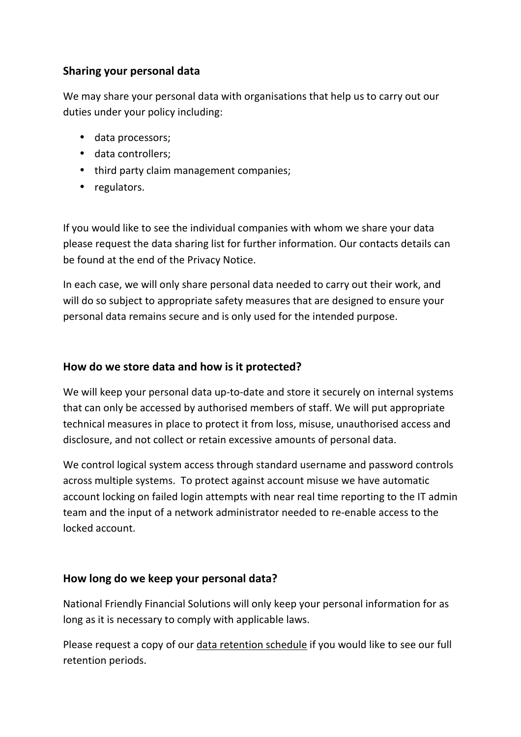## Sharing your personal data

We may share your personal data with organisations that help us to carry out our duties under your policy including:

- data processors;
- data controllers;
- third party claim management companies;
- regulators.

If you would like to see the individual companies with whom we share your data please request the data sharing list for further information. Our contacts details can be found at the end of the Privacy Notice.

In each case, we will only share personal data needed to carry out their work, and will do so subject to appropriate safety measures that are designed to ensure your personal data remains secure and is only used for the intended purpose.

## How do we store data and how is it protected?

We will keep your personal data up-to-date and store it securely on internal systems that can only be accessed by authorised members of staff. We will put appropriate technical measures in place to protect it from loss, misuse, unauthorised access and disclosure, and not collect or retain excessive amounts of personal data.

We control logical system access through standard username and password controls across multiple systems. To protect against account misuse we have automatic account locking on failed login attempts with near real time reporting to the IT admin team and the input of a network administrator needed to re-enable access to the locked account.

## How long do we keep your personal data?

National Friendly Financial Solutions will only keep your personal information for as long as it is necessary to comply with applicable laws.

Please request a copy of our data retention schedule if you would like to see our full retention periods.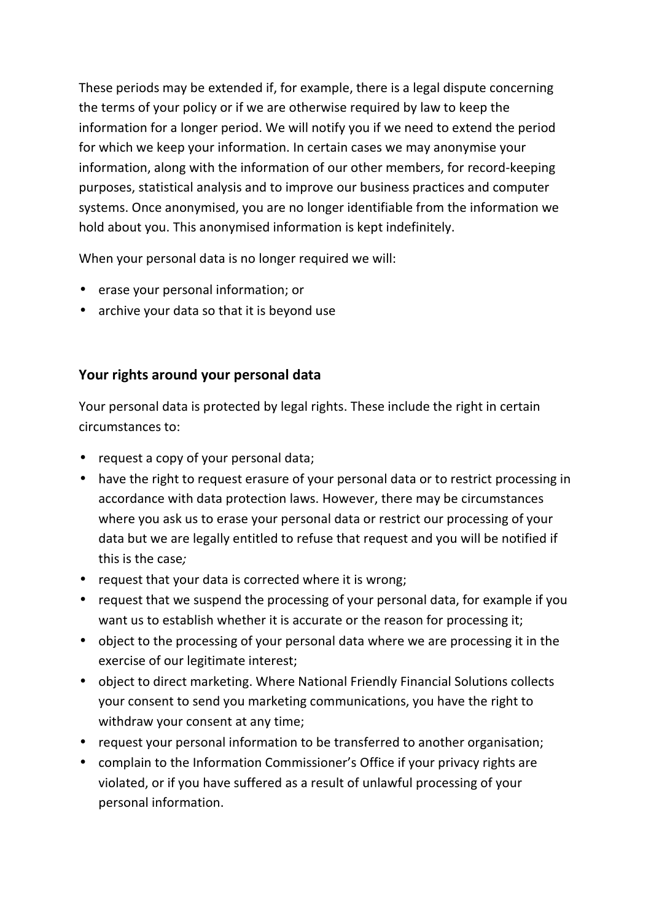These periods may be extended if, for example, there is a legal dispute concerning the terms of your policy or if we are otherwise required by law to keep the information for a longer period. We will notify you if we need to extend the period for which we keep your information. In certain cases we may anonymise your information, along with the information of our other members, for record-keeping purposes, statistical analysis and to improve our business practices and computer systems. Once anonymised, you are no longer identifiable from the information we hold about you. This anonymised information is kept indefinitely.

When your personal data is no longer required we will:

- erase your personal information; or
- archive your data so that it is beyond use

## Your rights around your personal data

Your personal data is protected by legal rights. These include the right in certain circumstances to:

- request a copy of your personal data;
- have the right to request erasure of your personal data or to restrict processing in accordance with data protection laws. However, there may be circumstances where you ask us to erase your personal data or restrict our processing of your data but we are legally entitled to refuse that request and you will be notified if this is the case*;*
- request that your data is corrected where it is wrong;
- request that we suspend the processing of your personal data, for example if you want us to establish whether it is accurate or the reason for processing it;
- object to the processing of your personal data where we are processing it in the exercise of our legitimate interest;
- object to direct marketing. Where National Friendly Financial Solutions collects your consent to send you marketing communications, you have the right to withdraw your consent at any time;
- request your personal information to be transferred to another organisation;
- complain to the Information Commissioner's Office if your privacy rights are violated, or if you have suffered as a result of unlawful processing of your personal information.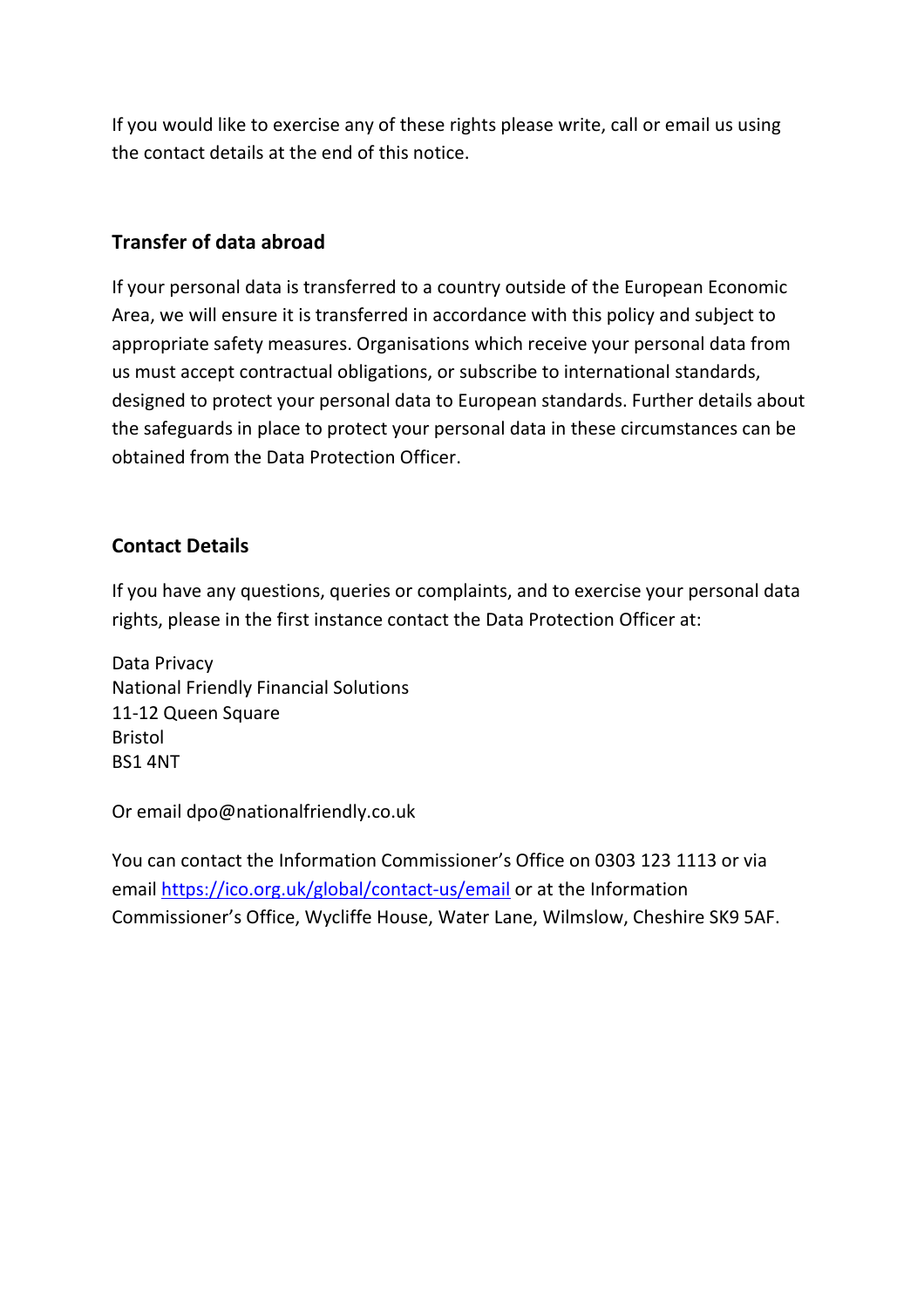If you would like to exercise any of these rights please write, call or email us using the contact details at the end of this notice.

## Transfer of data abroad

If your personal data is transferred to a country outside of the European Economic Area, we will ensure it is transferred in accordance with this policy and subject to appropriate safety measures. Organisations which receive your personal data from us must accept contractual obligations, or subscribe to international standards, designed to protect your personal data to European standards. Further details about the safeguards in place to protect your personal data in these circumstances can be obtained from the Data Protection Officer.

## Contact Details

If you have any questions, queries or complaints, and to exercise your personal data rights, please in the first instance contact the Data Protection Officer at:

Data Privacy
National Friendly Financial Solutions
11-12 Queen Square
Bristol
BS1 4NT

Or email dpo@nationalfriendly.co.uk

You can contact the Information Commissioner's Office on 0303 123 1113 or via email [https://ico.org.uk/global/contact-us/email](https://ico.org.uk/global/contact-us/email) or at the Information Commissioner's Office, Wycliffe House, Water Lane, Wilmslow, Cheshire SK9 5AF.